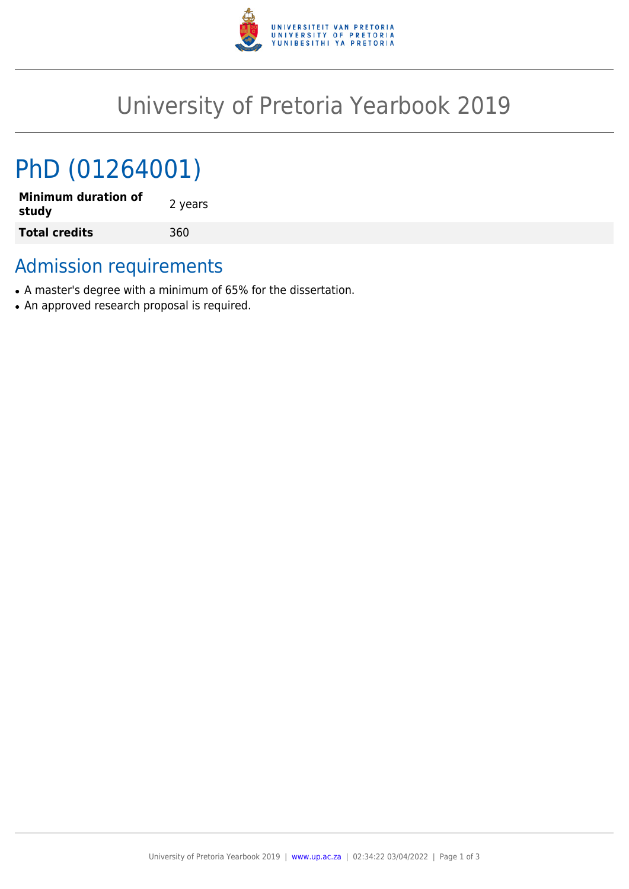# University of Pretoria Yearbook 2019

## PhD (01264001)

| | |
|---|---|
| **Minimum duration of study** | 2 years |
| **Total credits** | 360 |

## Admission requirements

- A master's degree with a minimum of 65% for the dissertation.
- An approved research proposal is required.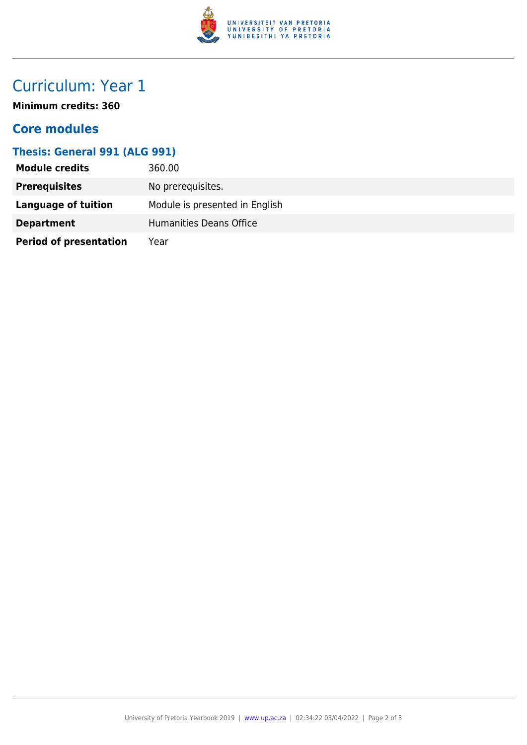# Curriculum: Year 1

**Minimum credits: 360**

## Core modules

### Thesis: General 991 (ALG 991)

| | |
|---|---|
| **Module credits** | 360.00 |
| **Prerequisites** | No prerequisites. |
| **Language of tuition** | Module is presented in English |
| **Department** | Humanities Deans Office |
| **Period of presentation** | Year |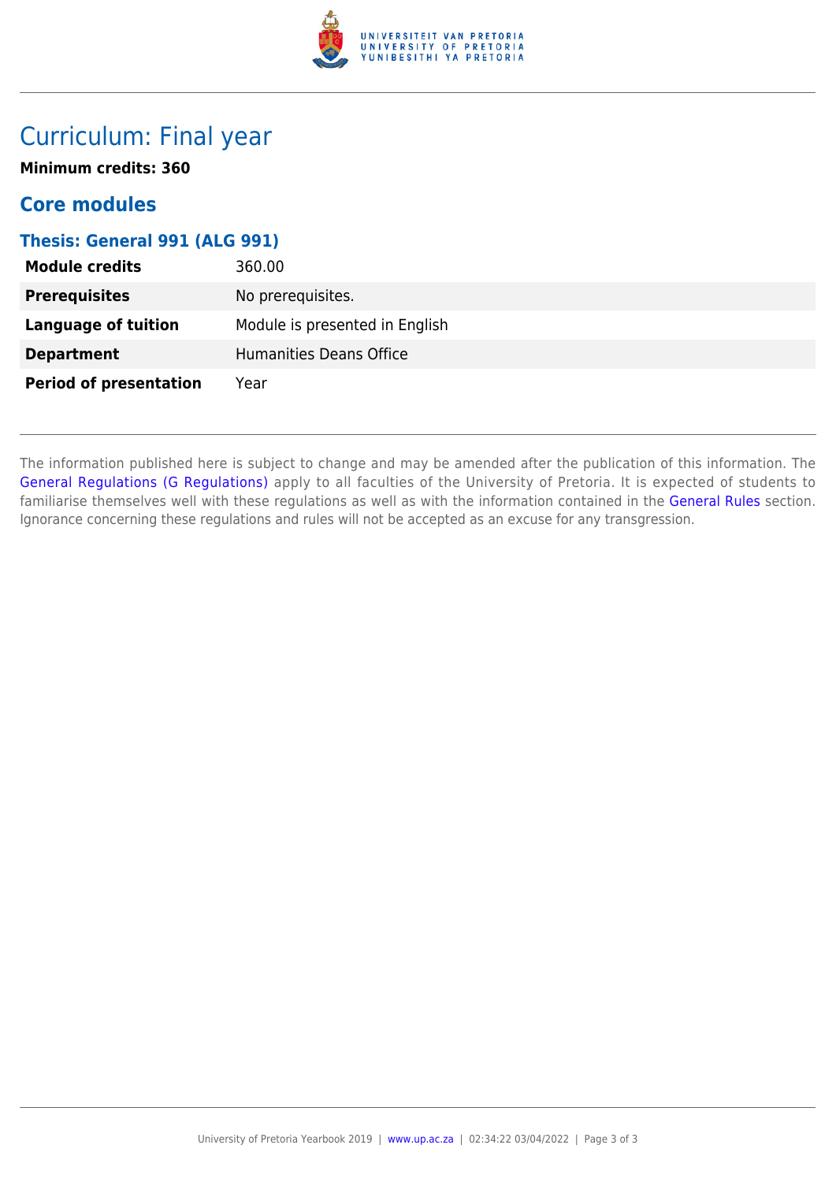# Curriculum: Final year

**Minimum credits: 360**

## Core modules

### Thesis: General 991 (ALG 991)

| | |
|---|---|
| **Module credits** | 360.00 |
| **Prerequisites** | No prerequisites. |
| **Language of tuition** | Module is presented in English |
| **Department** | Humanities Deans Office |
| **Period of presentation** | Year |

The information published here is subject to change and may be amended after the publication of this information. The General Regulations (G Regulations) apply to all faculties of the University of Pretoria. It is expected of students to familiarise themselves well with these regulations as well as with the information contained in the General Rules section. Ignorance concerning these regulations and rules will not be accepted as an excuse for any transgression.